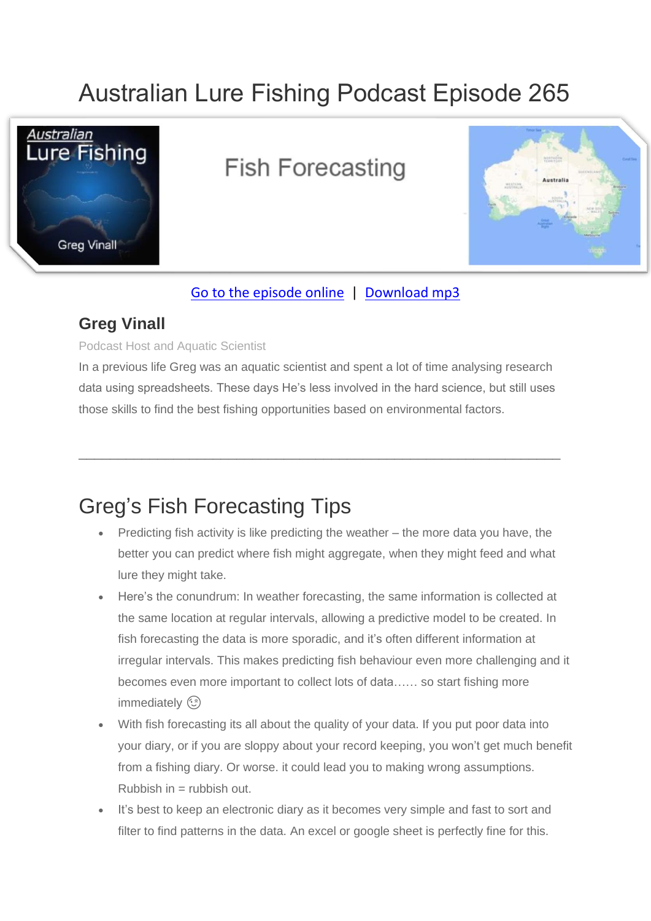# Australian Lure Fishing Podcast Episode 265

Fish Forecasting

Go to the episode online | Download mp3

### Greg Vinall

Podcast Host and Aquatic Scientist

In a previous life Greg was an aquatic scientist and spent a lot of time analysing research data using spreadsheets. These days He's less involved in the hard science, but still uses those skills to find the best fishing opportunities based on environmental factors.

---

## Greg's Fish Forecasting Tips

- Predicting fish activity is like predicting the weather – the more data you have, the better you can predict where fish might aggregate, when they might feed and what lure they might take.
- Here's the conundrum: In weather forecasting, the same information is collected at the same location at regular intervals, allowing a predictive model to be created. In fish forecasting the data is more sporadic, and it's often different information at irregular intervals. This makes predicting fish behaviour even more challenging and it becomes even more important to collect lots of data…… so start fishing more immediately 😉
- With fish forecasting its all about the quality of your data. If you put poor data into your diary, or if you are sloppy about your record keeping, you won't get much benefit from a fishing diary. Or worse. it could lead you to making wrong assumptions. Rubbish in = rubbish out.
- It's best to keep an electronic diary as it becomes very simple and fast to sort and filter to find patterns in the data. An excel or google sheet is perfectly fine for this.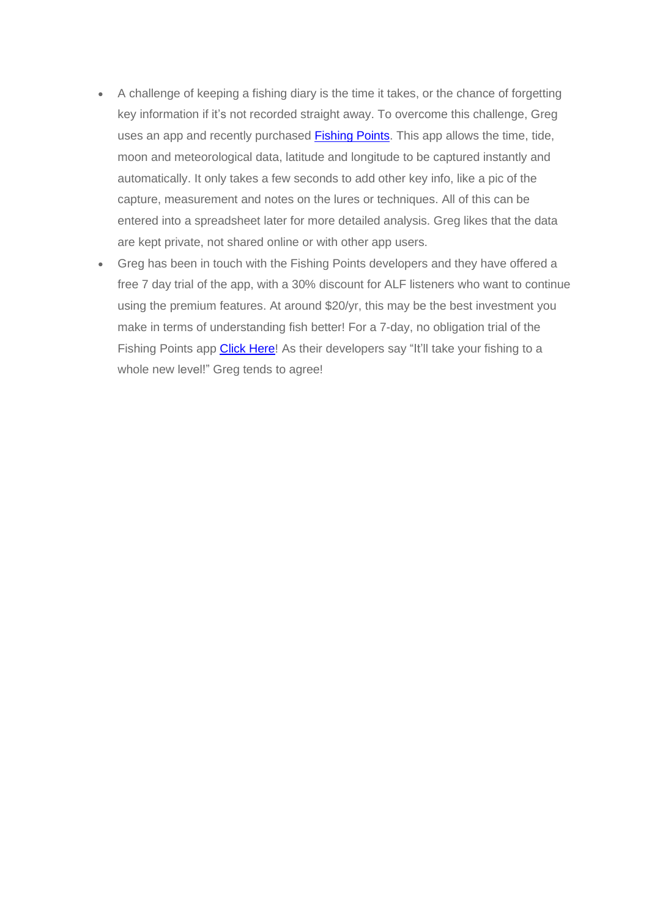- A challenge of keeping a fishing diary is the time it takes, or the chance of forgetting key information if it's not recorded straight away. To overcome this challenge, Greg uses an app and recently purchased Fishing Points. This app allows the time, tide, moon and meteorological data, latitude and longitude to be captured instantly and automatically. It only takes a few seconds to add other key info, like a pic of the capture, measurement and notes on the lures or techniques. All of this can be entered into a spreadsheet later for more detailed analysis. Greg likes that the data are kept private, not shared online or with other app users.
- Greg has been in touch with the Fishing Points developers and they have offered a free 7 day trial of the app, with a 30% discount for ALF listeners who want to continue using the premium features. At around $20/yr, this may be the best investment you make in terms of understanding fish better! For a 7-day, no obligation trial of the Fishing Points app Click Here! As their developers say "It'll take your fishing to a whole new level!" Greg tends to agree!